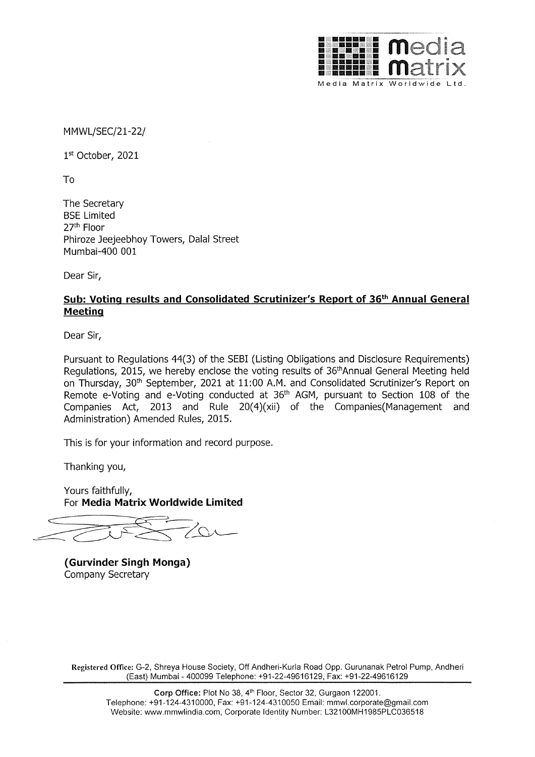media matrix

Media Matrix Worldwide Ltd.

MMWL/SEC/21-22/

1st October, 2021

To

The Secretary
BSE Limited
27th Floor
Phiroze Jeejeebhoy Towers, Dalal Street
Mumbai-400 001

Dear Sir,

**Sub: Voting results and Consolidated Scrutinizer's Report of 36th Annual General Meeting**

Dear Sir,

Pursuant to Regulations 44(3) of the SEBI (Listing Obligations and Disclosure Requirements) Regulations, 2015, we hereby enclose the voting results of 36thAnnual General Meeting held on Thursday, 30th September, 2021 at 11:00 A.M. and Consolidated Scrutinizer's Report on Remote e-Voting and e-Voting conducted at 36th AGM, pursuant to Section 108 of the Companies Act, 2013 and Rule 20(4)(xii) of the Companies(Management and Administration) Amended Rules, 2015.

This is for your information and record purpose.

Thanking you,

Yours faithfully,
For **Media Matrix Worldwide Limited**

**(Gurvinder Singh Monga)**
Company Secretary

**Registered Office:** G-2, Shreya House Society, Off Andheri-Kurla Road Opp. Gurunanak Petrol Pump, Andheri (East) Mumbai - 400099 Telephone: +91-22-49616129, Fax: +91-22-49616129

**Corp Office:** Plot No 38, 4th Floor, Sector 32, Gurgaon 122001.
Telephone: +91-124-4310000, Fax: +91-124-4310050 Email: mmwl.corporate@gmail.com
Website: www.mmwlindia.com, Corporate Identity Number: L32100MH1985PLC036518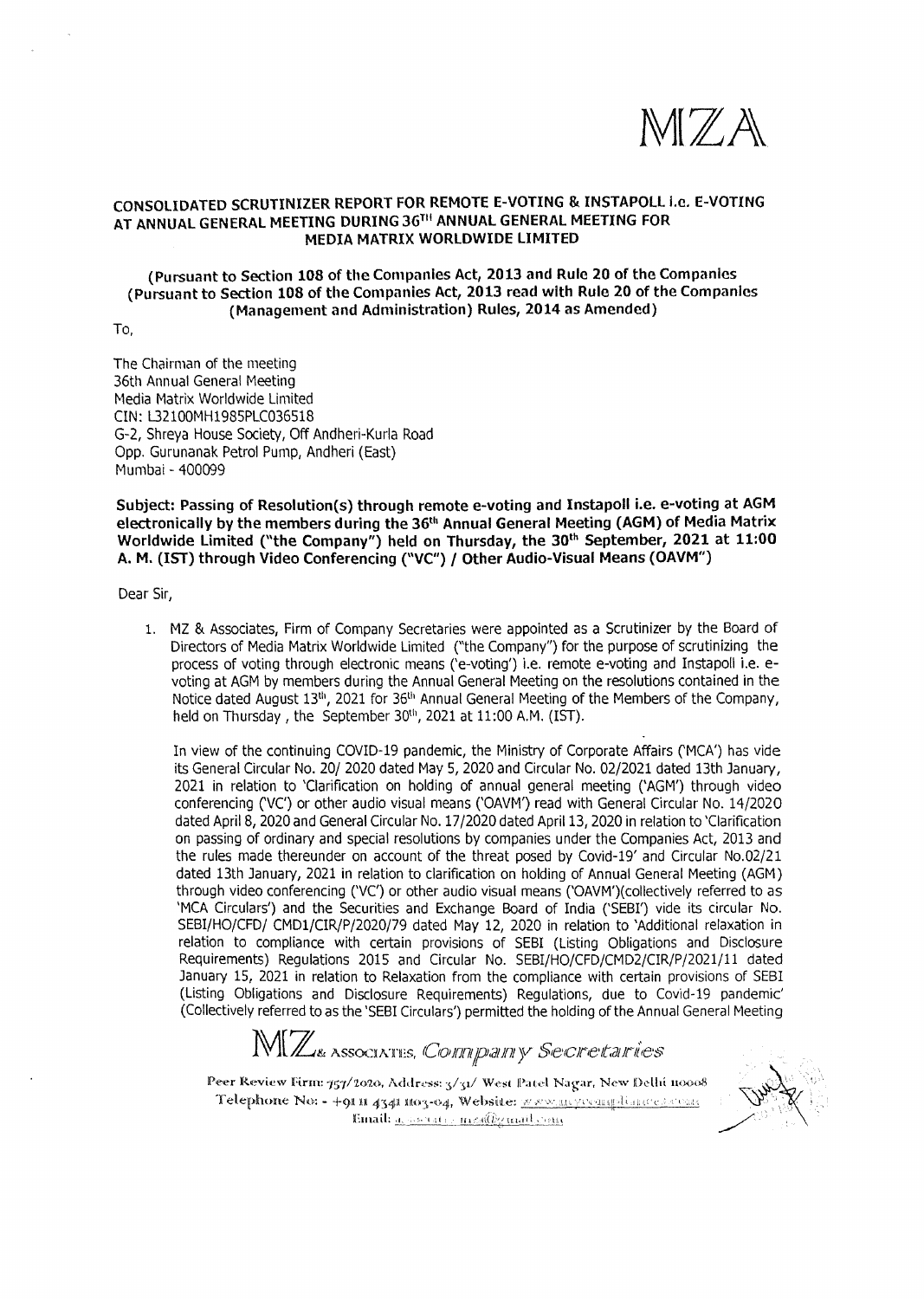MZA

## CONSOLIDATED SCRUTINIZER REPORT FOR REMOTE E-VOTING & INSTAPOLL i.e. E-VOTING AT ANNUAL GENERAL MEETING DURING 36TH ANNUAL GENERAL MEETING FOR MEDIA MATRIX WORLDWIDE LIMITED

**(Pursuant to Section 108 of the Companies Act, 2013 and Rule 20 of the Companies (Pursuant to Section 108 of the Companies Act, 2013 read with Rule 20 of the Companies (Management and Administration) Rules, 2014 as Amended)**

To,

The Chairman of the meeting
36th Annual General Meeting
Media Matrix Worldwide Limited
CIN: L32100MH1985PLC036518
G-2, Shreya House Society, Off Andheri-Kurla Road
Opp. Gurunanak Petrol Pump, Andheri (East)
Mumbai - 400099

**Subject: Passing of Resolution(s) through remote e-voting and Instapoll i.e. e-voting at AGM electronically by the members during the 36th Annual General Meeting (AGM) of Media Matrix Worldwide Limited ("the Company") held on Thursday, the 30th September, 2021 at 11:00 A. M. (IST) through Video Conferencing ("VC") / Other Audio-Visual Means (OAVM")**

Dear Sir,

1. MZ & Associates, Firm of Company Secretaries were appointed as a Scrutinizer by the Board of Directors of Media Matrix Worldwide Limited ("the Company") for the purpose of scrutinizing the process of voting through electronic means ('e-voting') i.e. remote e-voting and Instapoll i.e. e-voting at AGM by members during the Annual General Meeting on the resolutions contained in the Notice dated August 13th, 2021 for 36th Annual General Meeting of the Members of the Company, held on Thursday , the September 30th, 2021 at 11:00 A.M. (IST).

   In view of the continuing COVID-19 pandemic, the Ministry of Corporate Affairs ('MCA') has vide its General Circular No. 20/ 2020 dated May 5, 2020 and Circular No. 02/2021 dated 13th January, 2021 in relation to 'Clarification on holding of annual general meeting ('AGM') through video conferencing ('VC') or other audio visual means ('OAVM') read with General Circular No. 14/2020 dated April 8, 2020 and General Circular No. 17/2020 dated April 13, 2020 in relation to 'Clarification on passing of ordinary and special resolutions by companies under the Companies Act, 2013 and the rules made thereunder on account of the threat posed by Covid-19' and Circular No.02/21 dated 13th January, 2021 in relation to clarification on holding of Annual General Meeting (AGM) through video conferencing ('VC') or other audio visual means ('OAVM')(collectively referred to as 'MCA Circulars') and the Securities and Exchange Board of India ('SEBI') vide its circular No. SEBI/HO/CFD/ CMD1/CIR/P/2020/79 dated May 12, 2020 in relation to 'Additional relaxation in relation to compliance with certain provisions of SEBI (Listing Obligations and Disclosure Requirements) Regulations 2015 and Circular No. SEBI/HO/CFD/CMD2/CIR/P/2021/11 dated January 15, 2021 in relation to Relaxation from the compliance with certain provisions of SEBI (Listing Obligations and Disclosure Requirements) Regulations, due to Covid-19 pandemic' (Collectively referred to as the 'SEBI Circulars') permitted the holding of the Annual General Meeting

MZ & ASSOCIATES, *Company Secretaries*

Peer Review Firm: 757/2020, Address: 3/31/ West Patel Nagar, New Delhi 110008
Telephone No: - +91 11 4341 1103-04, Website: www.mzcompliance.com
Email: associates.mza@gmail.com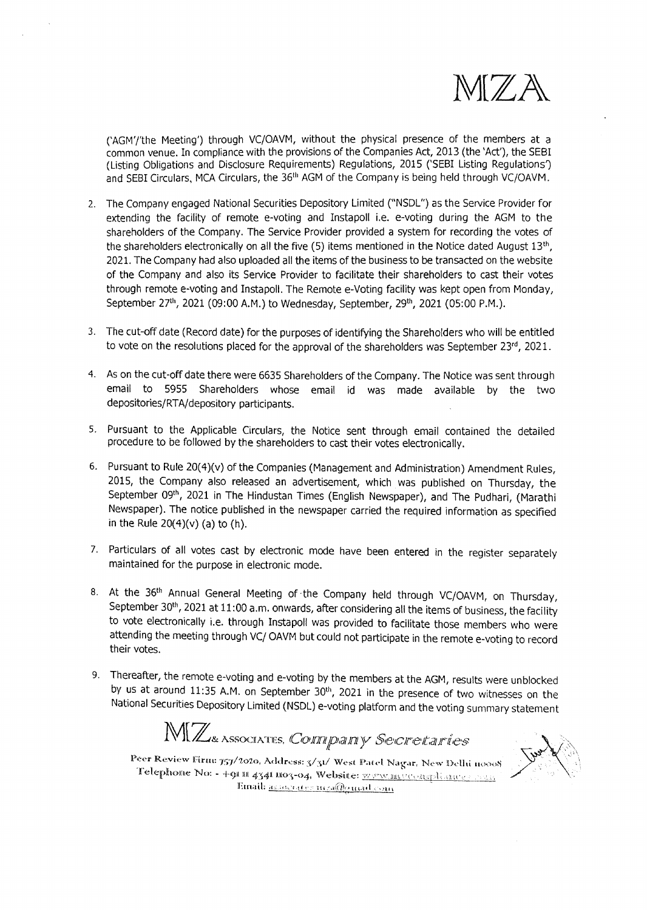('AGM'/'the Meeting') through VC/OAVM, without the physical presence of the members at a common venue. In compliance with the provisions of the Companies Act, 2013 (the 'Act'), the SEBI (Listing Obligations and Disclosure Requirements) Regulations, 2015 ('SEBI Listing Regulations') and SEBI Circulars, MCA Circulars, the 36th AGM of the Company is being held through VC/OAVM.

2. The Company engaged National Securities Depository Limited ("NSDL") as the Service Provider for extending the facility of remote e-voting and Instapoll i.e. e-voting during the AGM to the shareholders of the Company. The Service Provider provided a system for recording the votes of the shareholders electronically on all the five (5) items mentioned in the Notice dated August 13th, 2021. The Company had also uploaded all the items of the business to be transacted on the website of the Company and also its Service Provider to facilitate their shareholders to cast their votes through remote e-voting and Instapoll. The Remote e-Voting facility was kept open from Monday, September 27th, 2021 (09:00 A.M.) to Wednesday, September, 29th, 2021 (05:00 P.M.).

3. The cut-off date (Record date) for the purposes of identifying the Shareholders who will be entitled to vote on the resolutions placed for the approval of the shareholders was September 23rd, 2021.

4. As on the cut-off date there were 6635 Shareholders of the Company. The Notice was sent through email to 5955 Shareholders whose email id was made available by the two depositories/RTA/depository participants.

5. Pursuant to the Applicable Circulars, the Notice sent through email contained the detailed procedure to be followed by the shareholders to cast their votes electronically.

6. Pursuant to Rule 20(4)(v) of the Companies (Management and Administration) Amendment Rules, 2015, the Company also released an advertisement, which was published on Thursday, the September 09th, 2021 in The Hindustan Times (English Newspaper), and The Pudhari, (Marathi Newspaper). The notice published in the newspaper carried the required information as specified in the Rule 20(4)(v) (a) to (h).

7. Particulars of all votes cast by electronic mode have been entered in the register separately maintained for the purpose in electronic mode.

8. At the 36th Annual General Meeting of the Company held through VC/OAVM, on Thursday, September 30th, 2021 at 11:00 a.m. onwards, after considering all the items of business, the facility to vote electronically i.e. through Instapoll was provided to facilitate those members who were attending the meeting through VC/ OAVM but could not participate in the remote e-voting to record their votes.

9. Thereafter, the remote e-voting and e-voting by the members at the AGM, results were unblocked by us at around 11:35 A.M. on September 30th, 2021 in the presence of two witnesses on the National Securities Depository Limited (NSDL) e-voting platform and the voting summary statement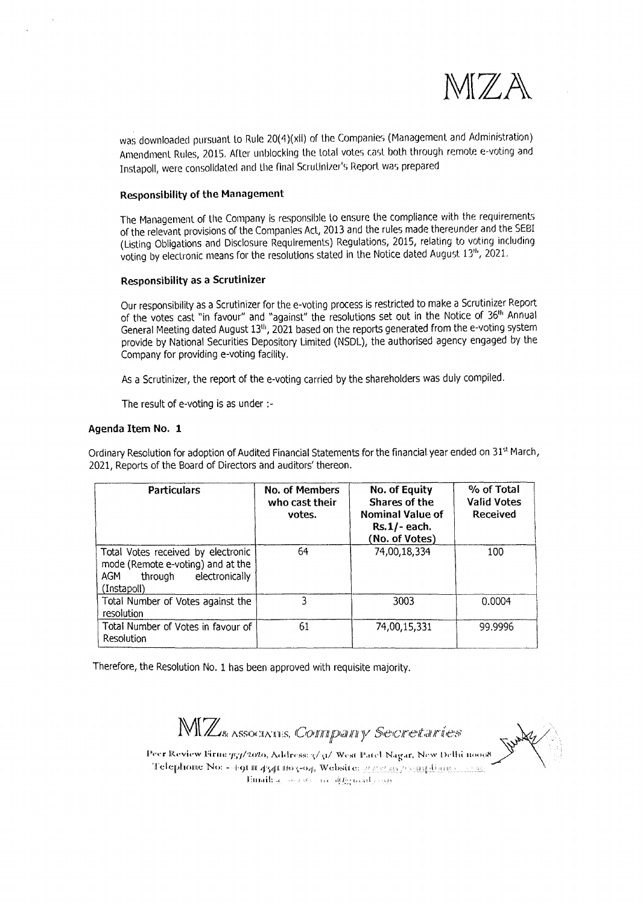was downloaded pursuant to Rule 20(4)(xii) of the Companies (Management and Administration) Amendment Rules, 2015. After unblocking the total votes cast both through remote e-voting and Instapoll, were consolidated and the final Scrutinizer's Report was prepared

### Responsibility of the Management

The Management of the Company is responsible to ensure the compliance with the requirements of the relevant provisions of the Companies Act, 2013 and the rules made thereunder and the SEBI (Listing Obligations and Disclosure Requirements) Regulations, 2015, relating to voting including voting by electronic means for the resolutions stated in the Notice dated August 13th, 2021.

### Responsibility as a Scrutinizer

Our responsibility as a Scrutinizer for the e-voting process is restricted to make a Scrutinizer Report of the votes cast "in favour" and "against" the resolutions set out in the Notice of 36th Annual General Meeting dated August 13th, 2021 based on the reports generated from the e-voting system provide by National Securities Depository Limited (NSDL), the authorised agency engaged by the Company for providing e-voting facility.

As a Scrutinizer, the report of the e-voting carried by the shareholders was duly compiled.

The result of e-voting is as under :-

### Agenda Item No. 1

Ordinary Resolution for adoption of Audited Financial Statements for the financial year ended on 31st March, 2021, Reports of the Board of Directors and auditors' thereon.

| Particulars | No. of Members who cast their votes. | No. of Equity Shares of the Nominal Value of Rs.1/- each. (No. of Votes) | % of Total Valid Votes Received |
|---|---|---|---|
| Total Votes received by electronic mode (Remote e-voting) and at the AGM through electronically (Instapoll) | 64 | 74,00,18,334 | 100 |
| Total Number of Votes against the resolution | 3 | 3003 | 0.0004 |
| Total Number of Votes in favour of Resolution | 61 | 74,00,15,331 | 99.9996 |

Therefore, the Resolution No. 1 has been approved with requisite majority.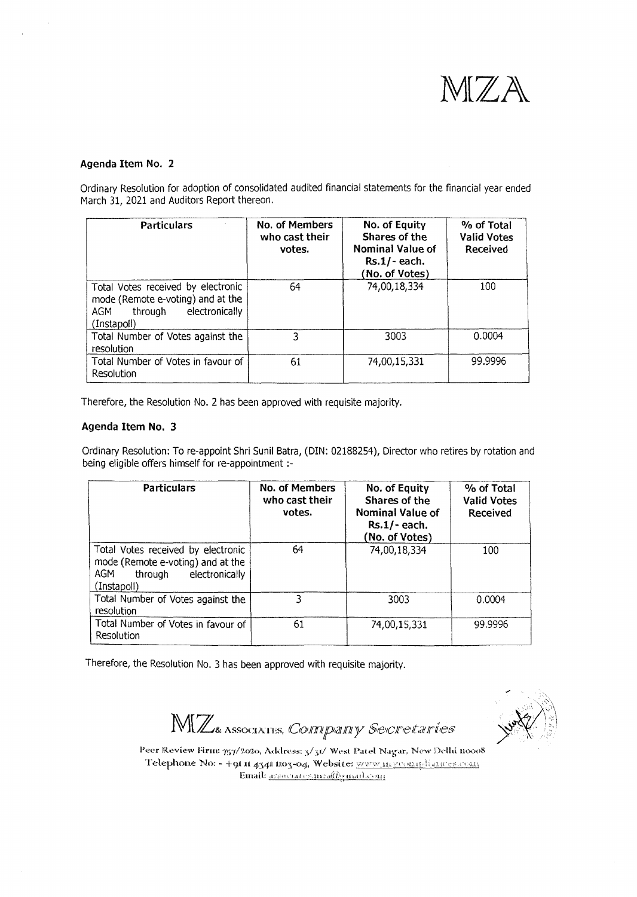MZA

### Agenda Item No. 2

Ordinary Resolution for adoption of consolidated audited financial statements for the financial year ended March 31, 2021 and Auditors Report thereon.

| Particulars | No. of Members who cast their votes. | No. of Equity Shares of the Nominal Value of Rs.1/- each. (No. of Votes) | % of Total Valid Votes Received |
|---|---|---|---|
| Total Votes received by electronic mode (Remote e-voting) and at the AGM through electronically (Instapoll) | 64 | 74,00,18,334 | 100 |
| Total Number of Votes against the resolution | 3 | 3003 | 0.0004 |
| Total Number of Votes in favour of Resolution | 61 | 74,00,15,331 | 99.9996 |

Therefore, the Resolution No. 2 has been approved with requisite majority.

### Agenda Item No. 3

Ordinary Resolution: To re-appoint Shri Sunil Batra, (DIN: 02188254), Director who retires by rotation and being eligible offers himself for re-appointment :-

| Particulars | No. of Members who cast their votes. | No. of Equity Shares of the Nominal Value of Rs.1/- each. (No. of Votes) | % of Total Valid Votes Received |
|---|---|---|---|
| Total Votes received by electronic mode (Remote e-voting) and at the AGM through electronically (Instapoll) | 64 | 74,00,18,334 | 100 |
| Total Number of Votes against the resolution | 3 | 3003 | 0.0004 |
| Total Number of Votes in favour of Resolution | 61 | 74,00,15,331 | 99.9996 |

Therefore, the Resolution No. 3 has been approved with requisite majority.

MZ& ASSOCIATES, *Company Secretaries*

Peer Review Firm: 757/2020, Address: 3/31/ West Patel Nagar, New Delhi 110008
Telephone No: - +91 11 4341 1103-04, Website: www.mzcompliances.com
Email: associatesmza@gmail.com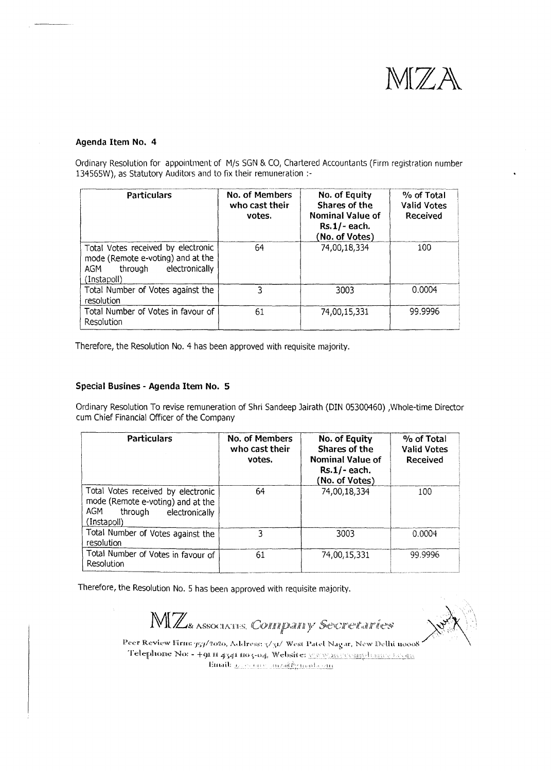MZA

**Agenda Item No. 4**

Ordinary Resolution for appointment of M/s SGN & CO, Chartered Accountants (Firm registration number 134565W), as Statutory Auditors and to fix their remuneration :-

| Particulars | No. of Members who cast their votes. | No. of Equity Shares of the Nominal Value of Rs.1/- each. (No. of Votes) | % of Total Valid Votes Received |
|---|---|---|---|
| Total Votes received by electronic mode (Remote e-voting) and at the AGM through electronically (Instapoll) | 64 | 74,00,18,334 | 100 |
| Total Number of Votes against the resolution | 3 | 3003 | 0.0004 |
| Total Number of Votes in favour of Resolution | 61 | 74,00,15,331 | 99.9996 |

Therefore, the Resolution No. 4 has been approved with requisite majority.

**Special Busines - Agenda Item No. 5**

Ordinary Resolution To revise remuneration of Shri Sandeep Jairath (DIN 05300460) ,Whole-time Director cum Chief Financial Officer of the Company

| Particulars | No. of Members who cast their votes. | No. of Equity Shares of the Nominal Value of Rs.1/- each. (No. of Votes) | % of Total Valid Votes Received |
|---|---|---|---|
| Total Votes received by electronic mode (Remote e-voting) and at the AGM through electronically (Instapoll) | 64 | 74,00,18,334 | 100 |
| Total Number of Votes against the resolution | 3 | 3003 | 0.0004 |
| Total Number of Votes in favour of Resolution | 61 | 74,00,15,331 | 99.9996 |

Therefore, the Resolution No. 5 has been approved with requisite majority.

MZ & ASSOCIATES, *Company Secretaries*

Peer Review Firm: 757/2020, Address: 5/41 West Patel Nagar, New Delhi 110008
Telephone No: - +91 11 4541 1105-04, Website: www.mzacompliance.com
Email: mza@gmail.com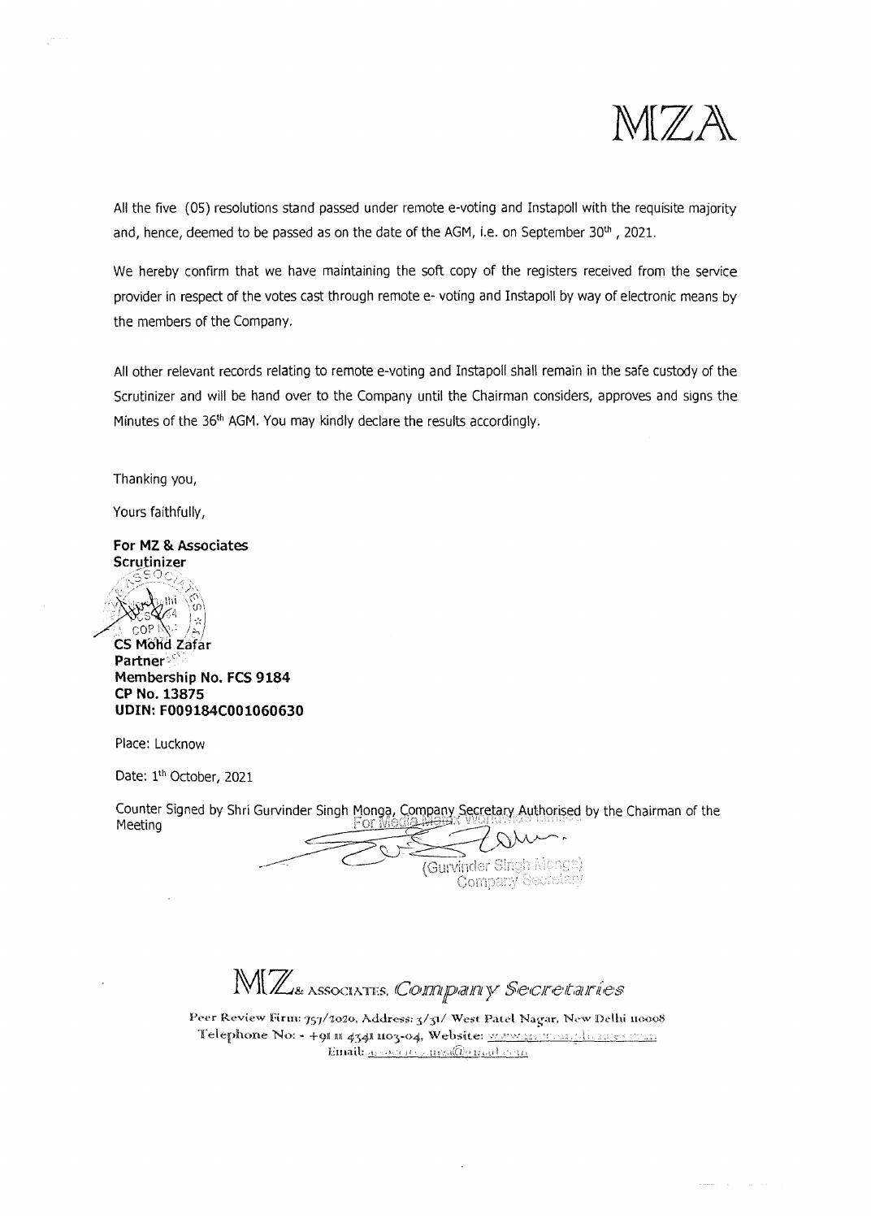All the five (05) resolutions stand passed under remote e-voting and Instapoll with the requisite majority and, hence, deemed to be passed as on the date of the AGM, i.e. on September 30th, 2021.

We hereby confirm that we have maintaining the soft copy of the registers received from the service provider in respect of the votes cast through remote e- voting and Instapoll by way of electronic means by the members of the Company.

All other relevant records relating to remote e-voting and Instapoll shall remain in the safe custody of the Scrutinizer and will be hand over to the Company until the Chairman considers, approves and signs the Minutes of the 36th AGM. You may kindly declare the results accordingly.

Thanking you,

Yours faithfully,

**For MZ & Associates**
**Scrutinizer**

**CS Mohd Zafar**
**Partner**
**Membership No. FCS 9184**
**CP No. 13875**
**UDIN: F009184C001060630**

Place: Lucknow

Date: 1th October, 2021

Counter Signed by Shri Gurvinder Singh Monga, Company Secretary Authorised by the Chairman of the Meeting

For Media Matrix Worldwide Limited

(Gurvinder Singh Monga)
Company Secretary

MZ & ASSOCIATES, *Company Secretaries*

Peer Review Firm: 757/2020, Address: 3/31/ West Patel Nagar, New Delhi 110008
Telephone No: - +91 11 4341 1103-04, Website:
Email: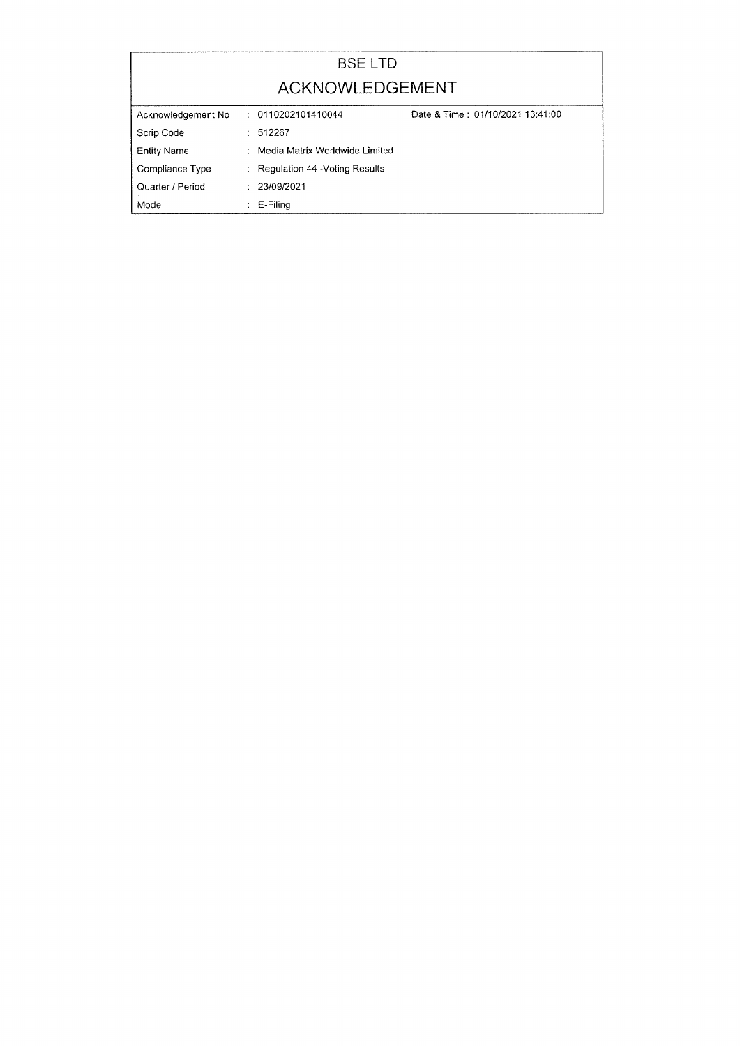# BSE LTD

## ACKNOWLEDGEMENT

| | | |
|---|---|---|
| Acknowledgement No | : 0110202101410044 | Date & Time : 01/10/2021 13:41:00 |
| Scrip Code | : 512267 | |
| Entity Name | : Media Matrix Worldwide Limited | |
| Compliance Type | : Regulation 44 -Voting Results | |
| Quarter / Period | : 23/09/2021 | |
| Mode | : E-Filing | |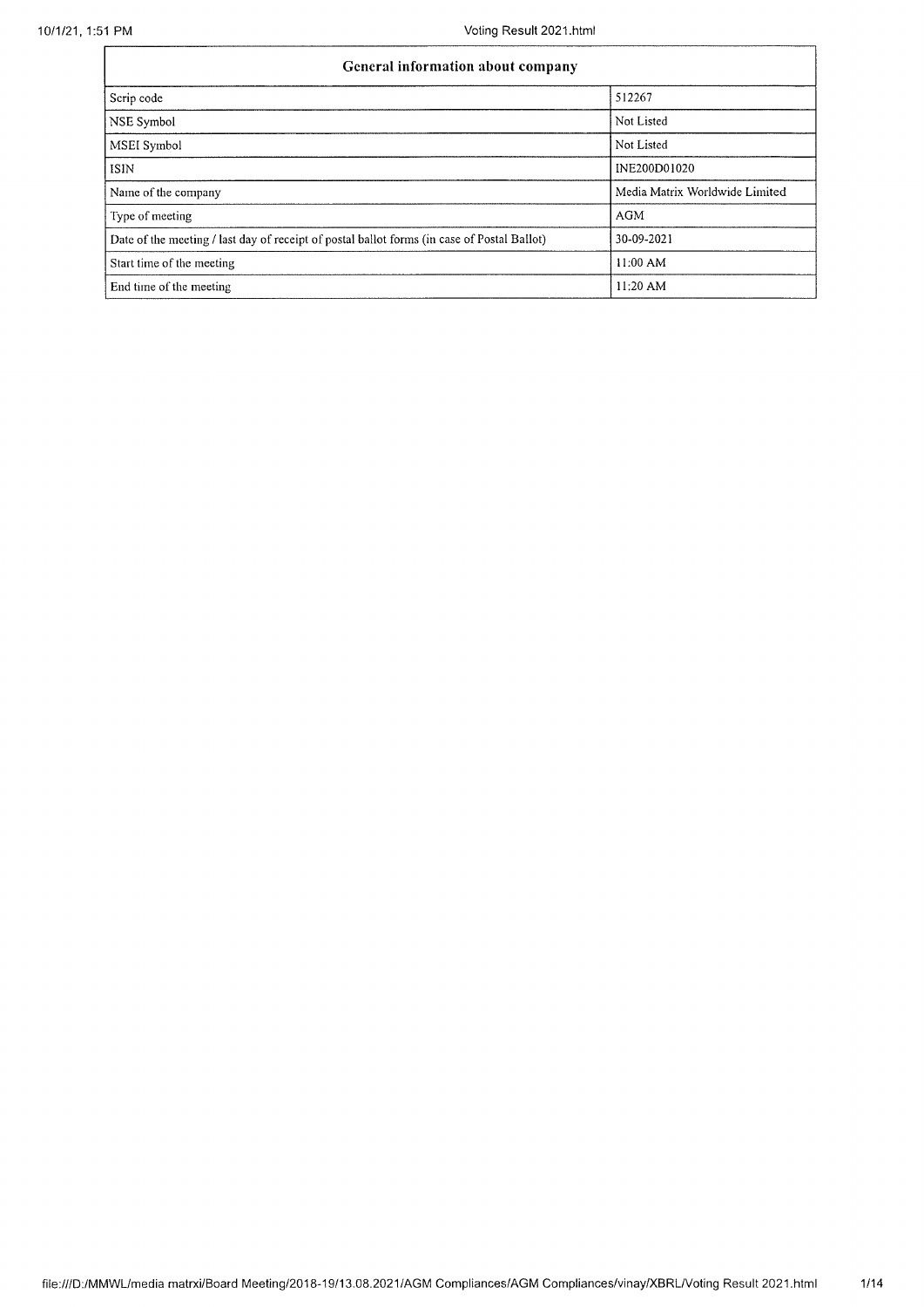| General information about company | |
|---|---|
| Scrip code | 512267 |
| NSE Symbol | Not Listed |
| MSEI Symbol | Not Listed |
| ISIN | INE200D01020 |
| Name of the company | Media Matrix Worldwide Limited |
| Type of meeting | AGM |
| Date of the meeting / last day of receipt of postal ballot forms (in case of Postal Ballot) | 30-09-2021 |
| Start time of the meeting | 11:00 AM |
| End time of the meeting | 11:20 AM |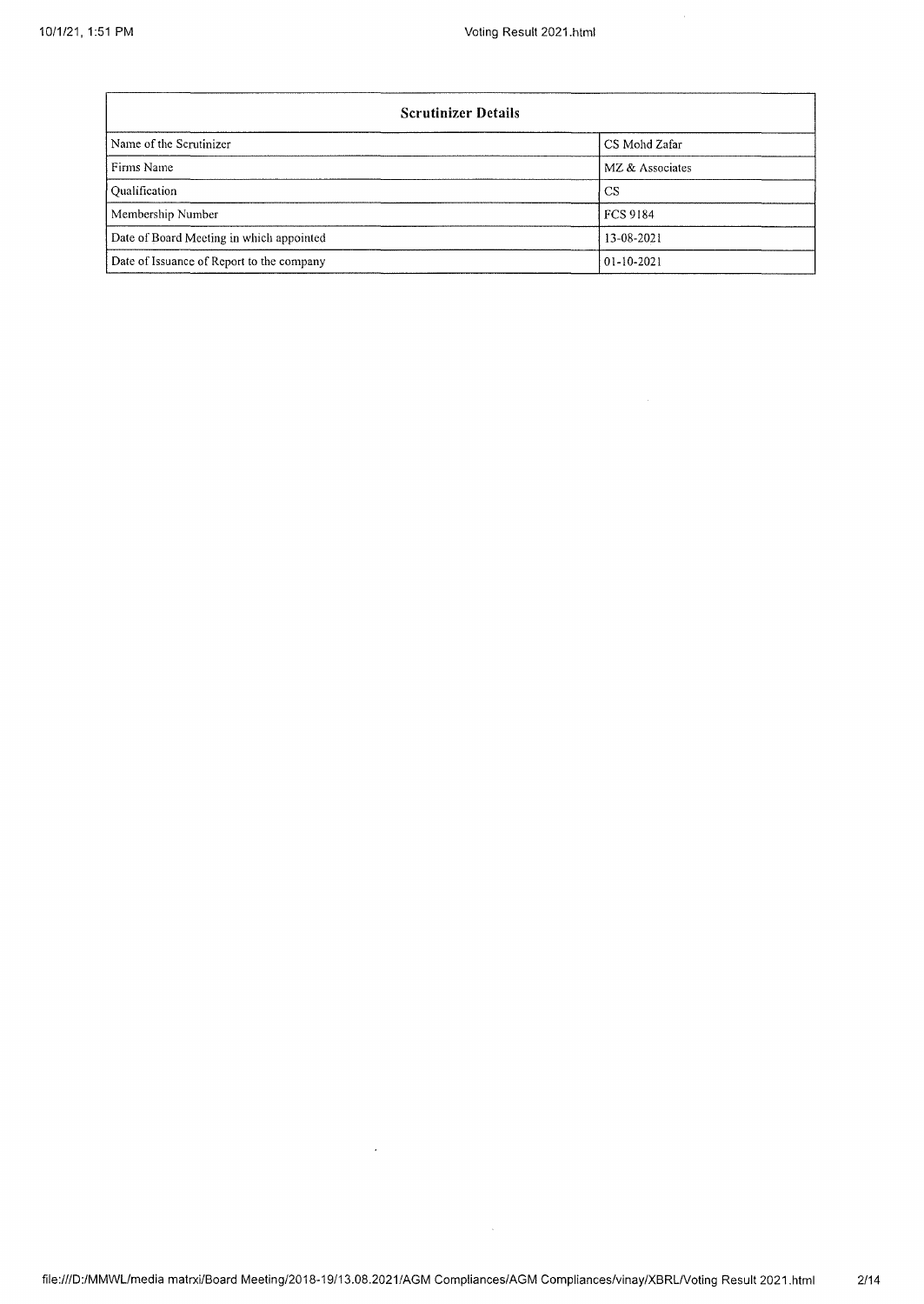| Scrutinizer Details | |
|---|---|
| Name of the Scrutinizer | CS Mohd Zafar |
| Firms Name | MZ & Associates |
| Qualification | CS |
| Membership Number | FCS 9184 |
| Date of Board Meeting in which appointed | 13-08-2021 |
| Date of Issuance of Report to the company | 01-10-2021 |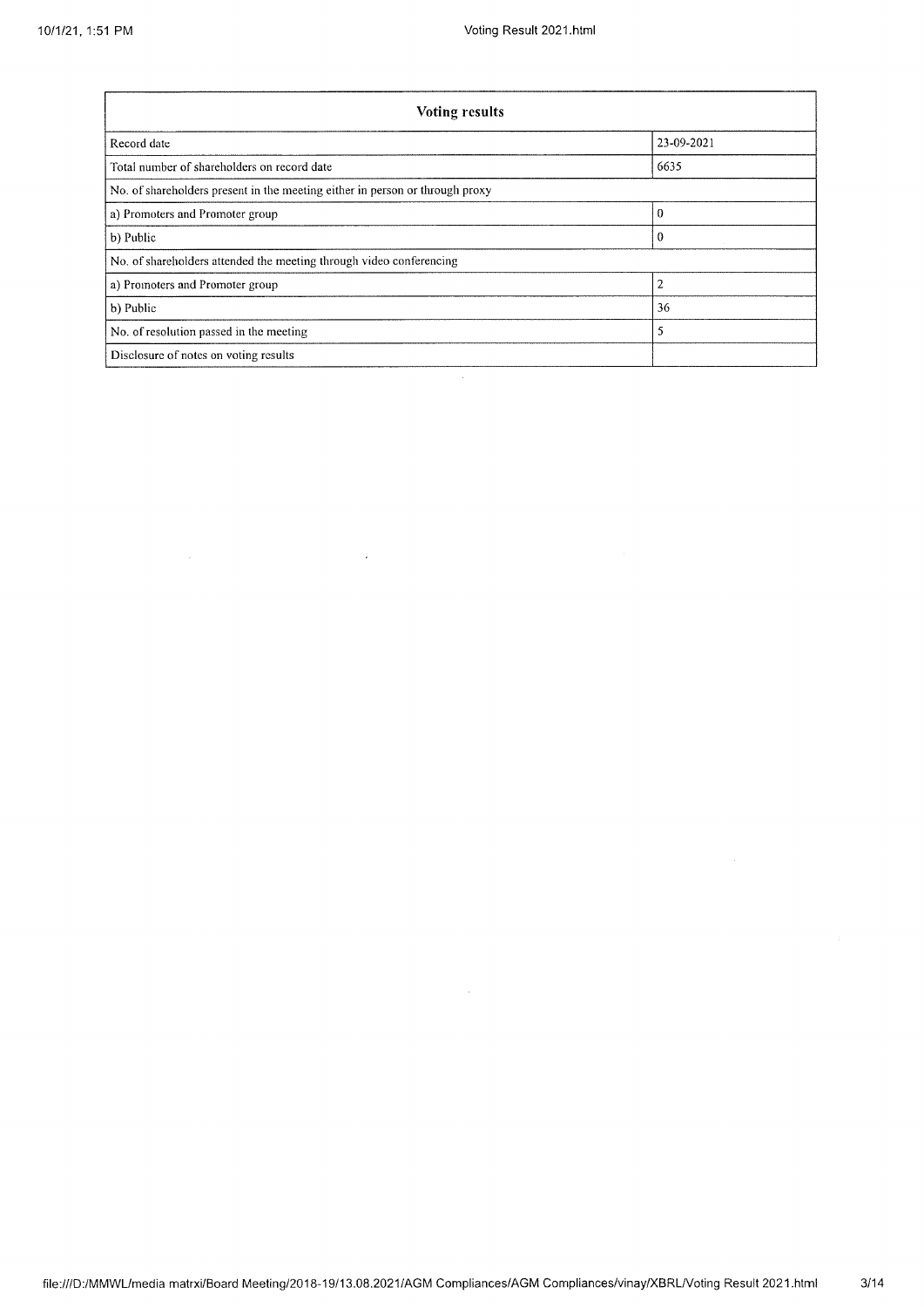| Voting results | |
|---|---|
| Record date | 23-09-2021 |
| Total number of shareholders on record date | 6635 |
| No. of shareholders present in the meeting either in person or through proxy | |
| a) Promoters and Promoter group | 0 |
| b) Public | 0 |
| No. of shareholders attended the meeting through video conferencing | |
| a) Promoters and Promoter group | 2 |
| b) Public | 36 |
| No. of resolution passed in the meeting | 5 |
| Disclosure of notes on voting results | |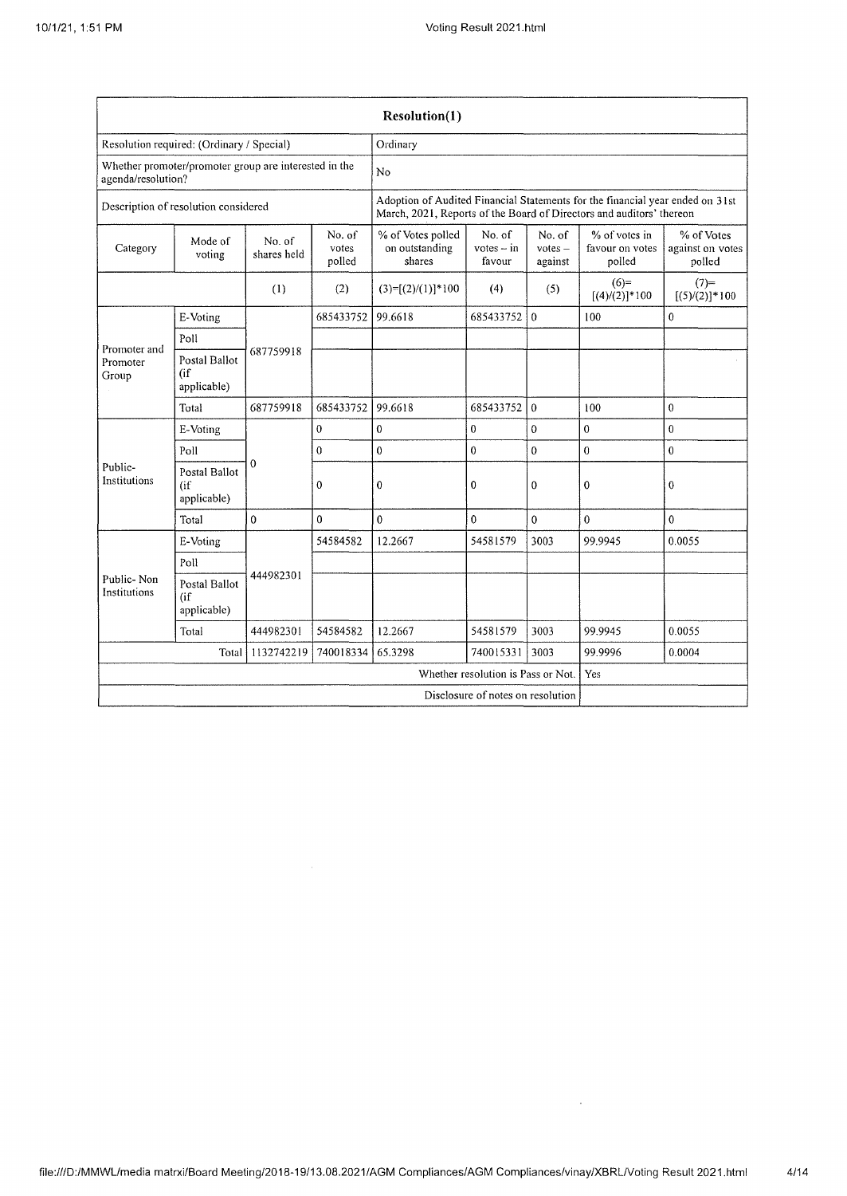| Resolution(1) | | | | | | | | |
|---|---|---|---|---|---|---|---|---|
| Resolution required: (Ordinary / Special) | | | | Ordinary | | | | |
| Whether promoter/promoter group are interested in the agenda/resolution? | | | | No | | | | |
| Description of resolution considered | | | | Adoption of Audited Financial Statements for the financial year ended on 31st March, 2021, Reports of the Board of Directors and auditors' thereon | | | | |
| Category | Mode of voting | No. of shares held | No. of votes polled | % of Votes polled on outstanding shares | No. of votes – in favour | No. of votes – against | % of votes in favour on votes polled | % of Votes against on votes polled |
| | | (1) | (2) | (3)=[(2)/(1)]*100 | (4) | (5) | (6)=[(4)/(2)]*100 | (7)=[(5)/(2)]*100 |
| Promoter and Promoter Group | E-Voting | 687759918 | 685433752 | 99.6618 | 685433752 | 0 | 100 | 0 |
| | Poll | | | | | | | |
| | Postal Ballot (if applicable) | | | | | | | |
| | Total | 687759918 | 685433752 | 99.6618 | 685433752 | 0 | 100 | 0 |
| Public-Institutions | E-Voting | 0 | 0 | 0 | 0 | 0 | 0 | 0 |
| | Poll | | 0 | 0 | 0 | 0 | 0 | 0 |
| | Postal Ballot (if applicable) | | 0 | 0 | 0 | 0 | 0 | 0 |
| | Total | 0 | 0 | 0 | 0 | 0 | 0 | 0 |
| Public- Non Institutions | E-Voting | 444982301 | 54584582 | 12.2667 | 54581579 | 3003 | 99.9945 | 0.0055 |
| | Poll | | | | | | | |
| | Postal Ballot (if applicable) | | | | | | | |
| | Total | 444982301 | 54584582 | 12.2667 | 54581579 | 3003 | 99.9945 | 0.0055 |
| | Total | 1132742219 | 740018334 | 65.3298 | 740015331 | 3003 | 99.9996 | 0.0004 |
| Whether resolution is Pass or Not. | | | | | | | Yes | |
| Disclosure of notes on resolution | | | | | | | | |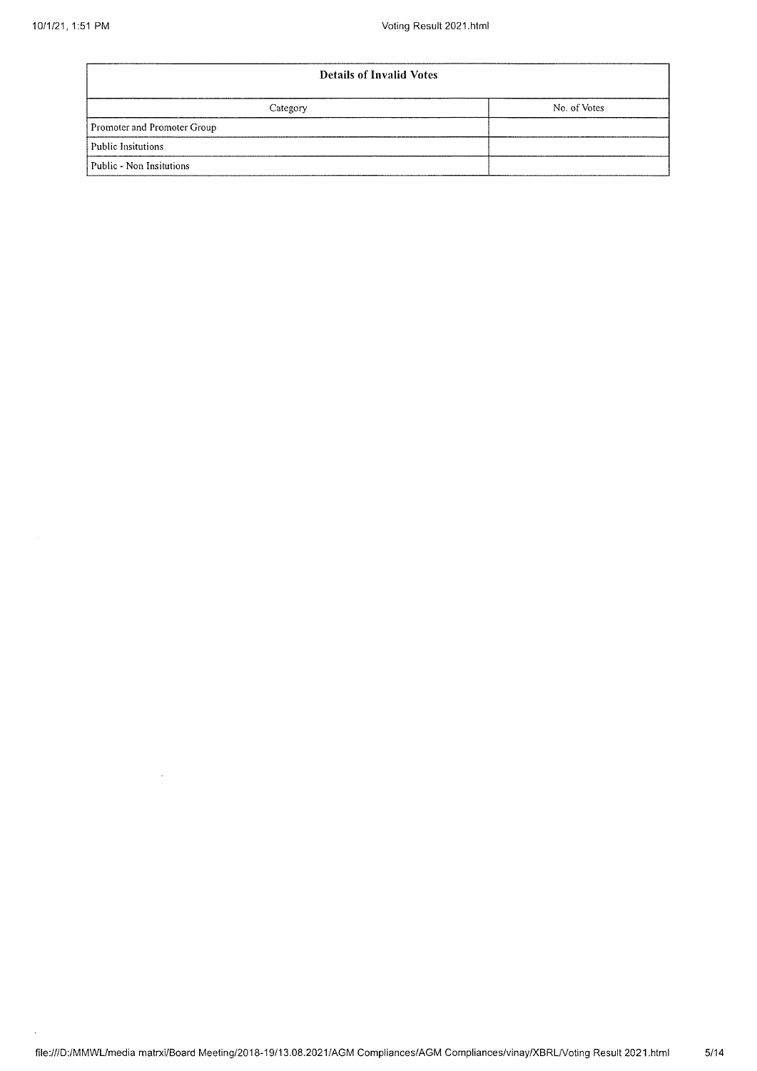| Details of Invalid Votes | |
|---|---|
| Category | No. of Votes |
| Promoter and Promoter Group | |
| Public Insitutions | |
| Public - Non Insitutions | |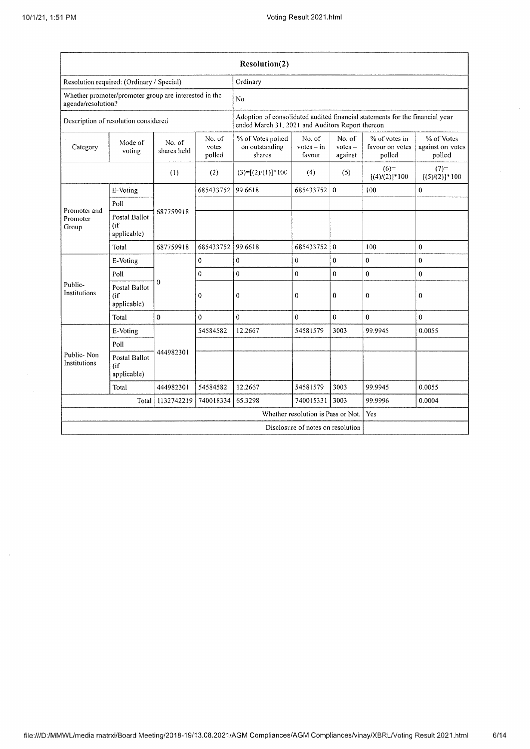| Resolution(2) | | | | | | | | |
|---|---|---|---|---|---|---|---|---|
| Resolution required: (Ordinary / Special) | | | Ordinary | | | | | |
| Whether promoter/promoter group are interested in the agenda/resolution? | | | No | | | | | |
| Description of resolution considered | | | Adoption of consolidated audited financial statements for the financial year ended March 31, 2021 and Auditors Report thereon | | | | | |
| Category | Mode of voting | No. of shares held | No. of votes polled | % of Votes polled on outstanding shares | No. of votes – in favour | No. of votes – against | % of votes in favour on votes polled | % of Votes against on votes polled |
| | | (1) | (2) | (3)=[(2)/(1)]*100 | (4) | (5) | (6)=[(4)/(2)]*100 | (7)=[(5)/(2)]*100 |
| Promoter and Promoter Group | E-Voting | 687759918 | 685433752 | 99.6618 | 685433752 | 0 | 100 | 0 |
| | Poll | | | | | | | |
| | Postal Ballot (if applicable) | | | | | | | |
| | Total | 687759918 | 685433752 | 99.6618 | 685433752 | 0 | 100 | 0 |
| Public- Institutions | E-Voting | 0 | 0 | 0 | 0 | 0 | 0 | 0 |
| | Poll | | 0 | 0 | 0 | 0 | 0 | 0 |
| | Postal Ballot (if applicable) | | 0 | 0 | 0 | 0 | 0 | 0 |
| | Total | 0 | 0 | 0 | 0 | 0 | 0 | 0 |
| Public- Non Institutions | E-Voting | 444982301 | 54584582 | 12.2667 | 54581579 | 3003 | 99.9945 | 0.0055 |
| | Poll | | | | | | | |
| | Postal Ballot (if applicable) | | | | | | | |
| | Total | 444982301 | 54584582 | 12.2667 | 54581579 | 3003 | 99.9945 | 0.0055 |
| | Total | 1132742219 | 740018334 | 65.3298 | 740015331 | 3003 | 99.9996 | 0.0004 |
| | | | | | | Whether resolution is Pass or Not. | Yes | |
| | | | | | | Disclosure of notes on resolution | | |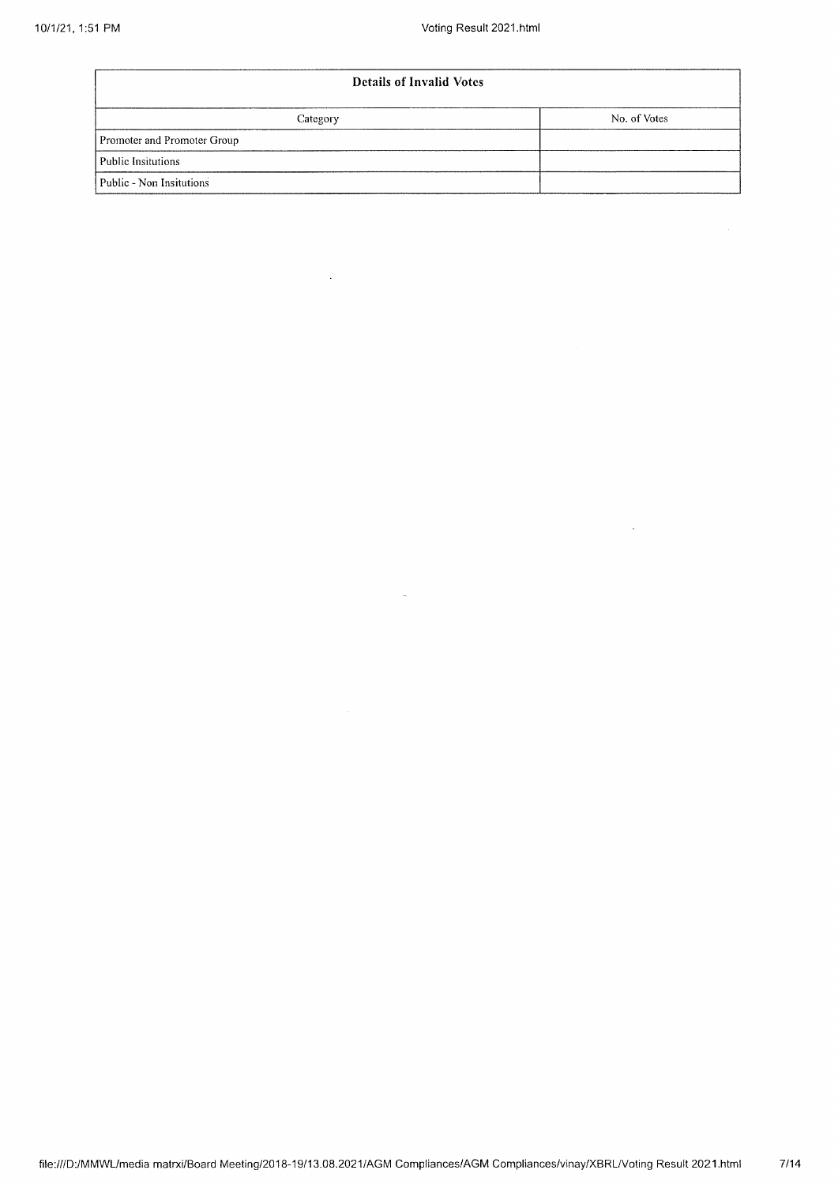| Details of Invalid Votes | |
|---|---|
| Category | No. of Votes |
| Promoter and Promoter Group | |
| Public Insitutions | |
| Public - Non Insitutions | |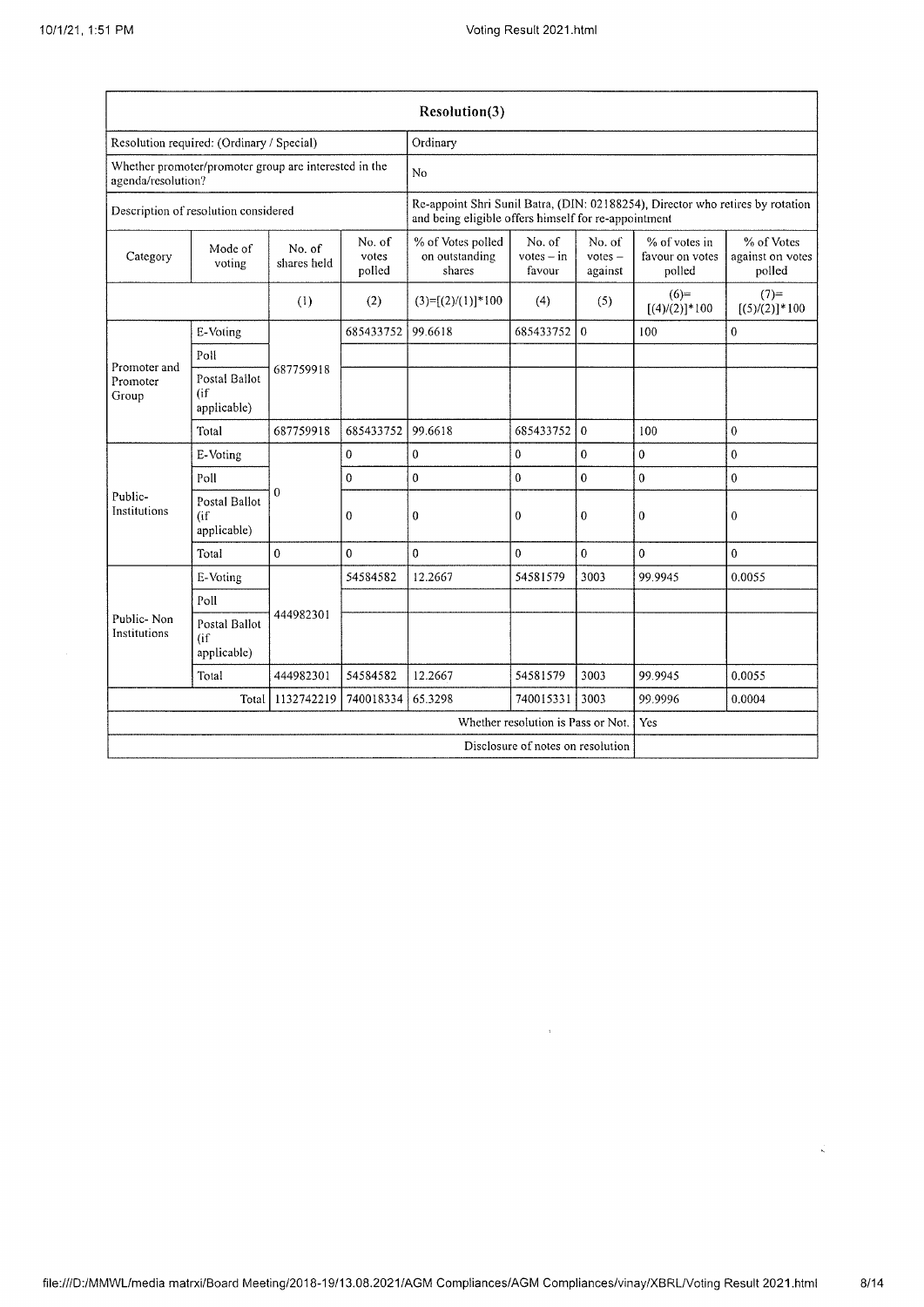| Resolution(3) | | | | | | | | |
|---|---|---|---|---|---|---|---|---|
| Resolution required: (Ordinary / Special) | | | | Ordinary | | | | |
| Whether promoter/promoter group are interested in the agenda/resolution? | | | | No | | | | |
| Description of resolution considered | | | | Re-appoint Shri Sunil Batra, (DIN: 02188254), Director who retires by rotation and being eligible offers himself for re-appointment | | | | |
| Category | Mode of voting | No. of shares held | No. of votes polled | % of Votes polled on outstanding shares | No. of votes – in favour | No. of votes – against | % of votes in favour on votes polled | % of Votes against on votes polled |
| | | (1) | (2) | (3)=[(2)/(1)]*100 | (4) | (5) | (6)=[(4)/(2)]*100 | (7)=[(5)/(2)]*100 |
| Promoter and Promoter Group | E-Voting | 687759918 | 685433752 | 99.6618 | 685433752 | 0 | 100 | 0 |
| | Poll | | | | | | | |
| | Postal Ballot (if applicable) | | | | | | | |
| | Total | 687759918 | 685433752 | 99.6618 | 685433752 | 0 | 100 | 0 |
| Public-Institutions | E-Voting | 0 | 0 | 0 | 0 | 0 | 0 | 0 |
| | Poll | | 0 | 0 | 0 | 0 | 0 | 0 |
| | Postal Ballot (if applicable) | | 0 | 0 | 0 | 0 | 0 | 0 |
| | Total | 0 | 0 | 0 | 0 | 0 | 0 | 0 |
| Public- Non Institutions | E-Voting | 444982301 | 54584582 | 12.2667 | 54581579 | 3003 | 99.9945 | 0.0055 |
| | Poll | | | | | | | |
| | Postal Ballot (if applicable) | | | | | | | |
| | Total | 444982301 | 54584582 | 12.2667 | 54581579 | 3003 | 99.9945 | 0.0055 |
| | Total | 1132742219 | 740018334 | 65.3298 | 740015331 | 3003 | 99.9996 | 0.0004 |
| Whether resolution is Pass or Not. | | | | | | | Yes | |
| Disclosure of notes on resolution | | | | | | | | |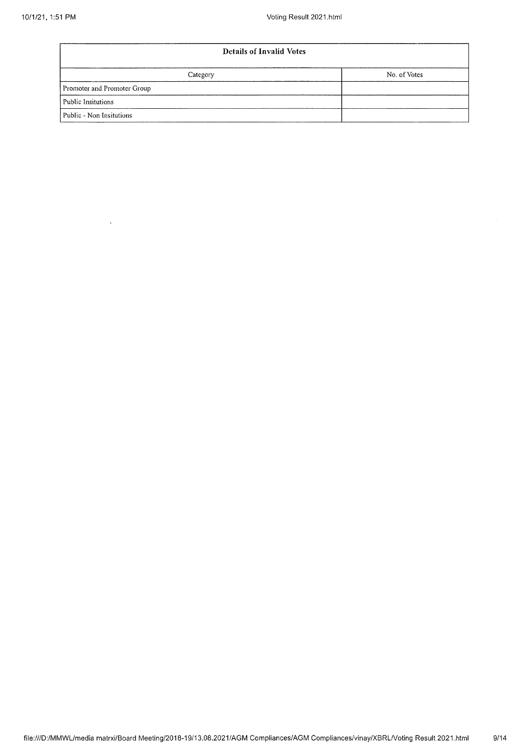| Details of Invalid Votes | |
|---|---|
| Category | No. of Votes |
| Promoter and Promoter Group | |
| Public Insitutions | |
| Public - Non Insitutions | |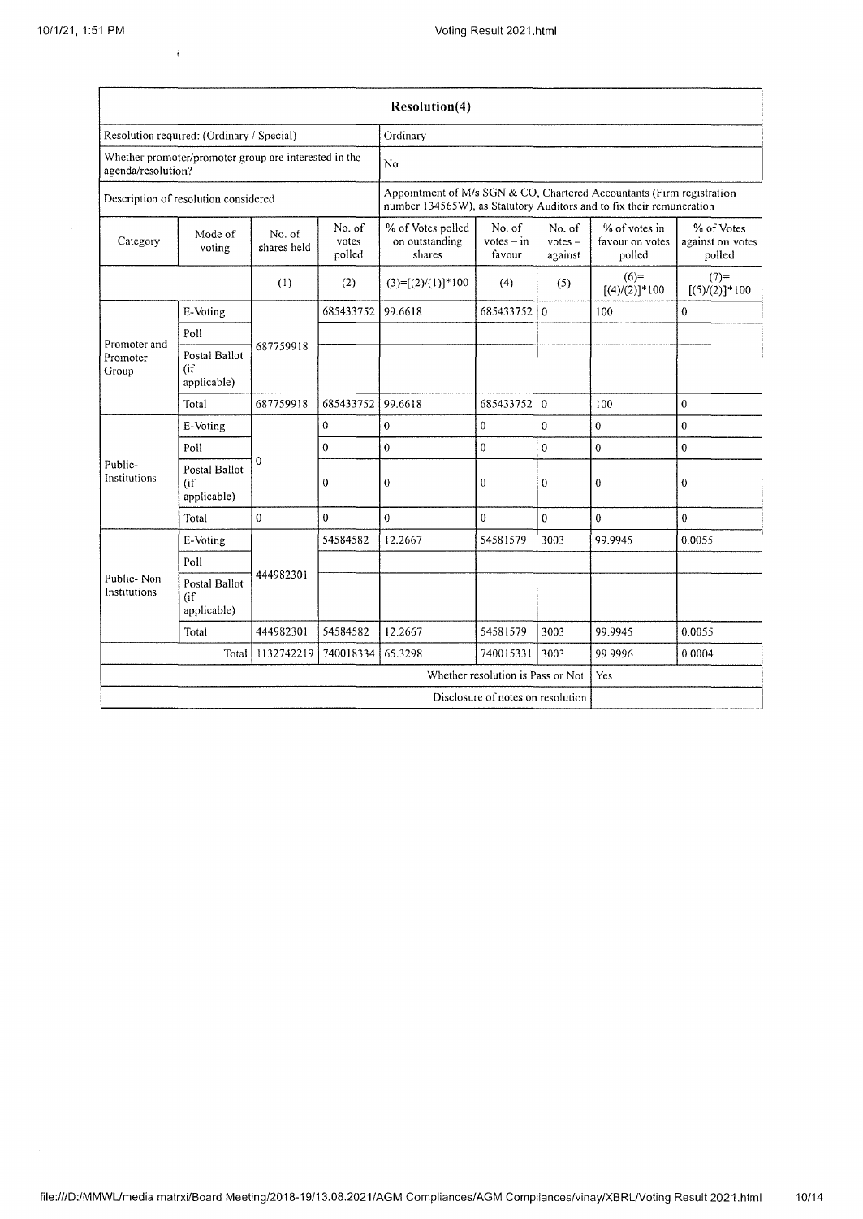| Resolution(4) | | | | | | | | |
|---|---|---|---|---|---|---|---|---|
| Resolution required: (Ordinary / Special) | | | | Ordinary | | | | |
| Whether promoter/promoter group are interested in the agenda/resolution? | | | | No | | | | |
| Description of resolution considered | | | | Appointment of M/s SGN & CO, Chartered Accountants (Firm registration number 134565W), as Statutory Auditors and to fix their remuneration | | | | |
| Category | Mode of voting | No. of shares held | No. of votes polled | % of Votes polled on outstanding shares | No. of votes – in favour | No. of votes – against | % of votes in favour on votes polled | % of Votes against on votes polled |
| | | (1) | (2) | (3)=[(2)/(1)]*100 | (4) | (5) | (6)=[(4)/(2)]*100 | (7)=[(5)/(2)]*100 |
| Promoter and Promoter Group | E-Voting | 687759918 | 685433752 | 99.6618 | 685433752 | 0 | 100 | 0 |
| | Poll | | | | | | | |
| | Postal Ballot (if applicable) | | | | | | | |
| | Total | 687759918 | 685433752 | 99.6618 | 685433752 | 0 | 100 | 0 |
| Public-Institutions | E-Voting | 0 | 0 | 0 | 0 | 0 | 0 | 0 |
| | Poll | | 0 | 0 | 0 | 0 | 0 | 0 |
| | Postal Ballot (if applicable) | | 0 | 0 | 0 | 0 | 0 | 0 |
| | Total | 0 | 0 | 0 | 0 | 0 | 0 | 0 |
| Public- Non Institutions | E-Voting | 444982301 | 54584582 | 12.2667 | 54581579 | 3003 | 99.9945 | 0.0055 |
| | Poll | | | | | | | |
| | Postal Ballot (if applicable) | | | | | | | |
| | Total | 444982301 | 54584582 | 12.2667 | 54581579 | 3003 | 99.9945 | 0.0055 |
| | Total | 1132742219 | 740018334 | 65.3298 | 740015331 | 3003 | 99.9996 | 0.0004 |
| | | | | | | Whether resolution is Pass or Not. | Yes | |
| | | | | | | Disclosure of notes on resolution | | |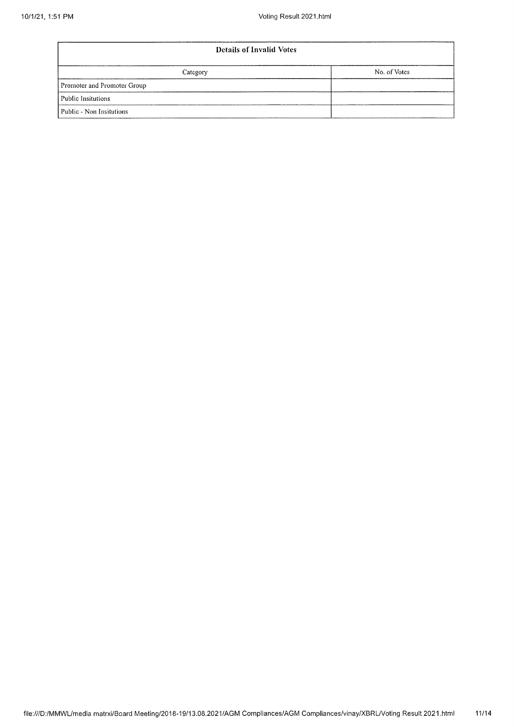| Details of Invalid Votes | |
|---|---|
| Category | No. of Votes |
| Promoter and Promoter Group | |
| Public Insitutions | |
| Public - Non Insitutions | |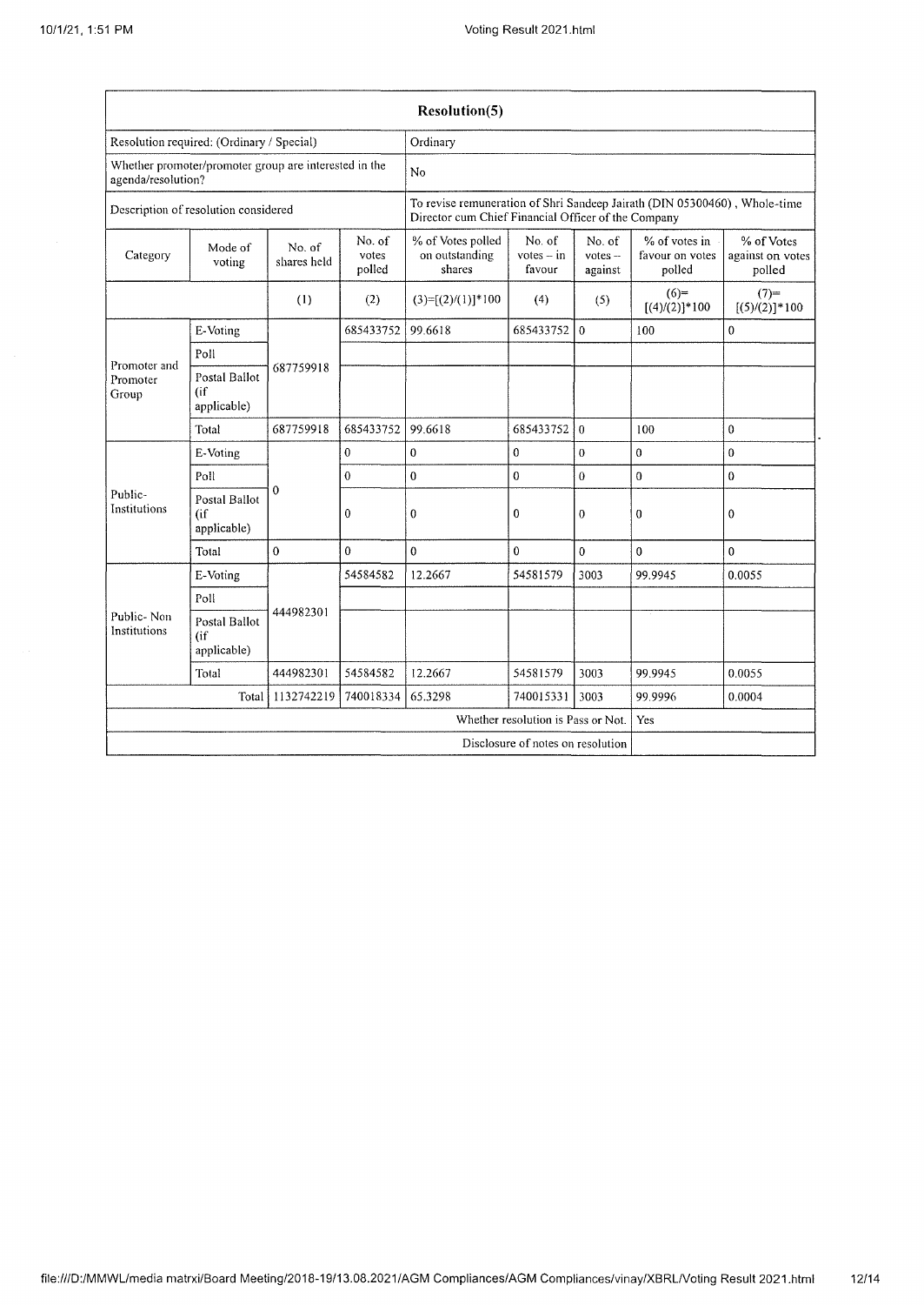| Resolution(5) | | | | | | | | |
|---|---|---|---|---|---|---|---|---|
| Resolution required: (Ordinary / Special) | | | | Ordinary | | | | |
| Whether promoter/promoter group are interested in the agenda/resolution? | | | | No | | | | |
| Description of resolution considered | | | | To revise remuneration of Shri Sandeep Jairath (DIN 05300460) , Whole-time Director cum Chief Financial Officer of the Company | | | | |
| Category | Mode of voting | No. of shares held | No. of votes polled | % of Votes polled on outstanding shares | No. of votes – in favour | No. of votes – against | % of votes in favour on votes polled | % of Votes against on votes polled |
| | | (1) | (2) | (3)=[(2)/(1)]*100 | (4) | (5) | (6)=[(4)/(2)]*100 | (7)=[(5)/(2)]*100 |
| Promoter and Promoter Group | E-Voting | 687759918 | 685433752 | 99.6618 | 685433752 | 0 | 100 | 0 |
| | Poll | | | | | | | |
| | Postal Ballot (if applicable) | | | | | | | |
| | Total | 687759918 | 685433752 | 99.6618 | 685433752 | 0 | 100 | 0 |
| Public-Institutions | E-Voting | 0 | 0 | 0 | 0 | 0 | 0 | 0 |
| | Poll | | 0 | 0 | 0 | 0 | 0 | 0 |
| | Postal Ballot (if applicable) | | 0 | 0 | 0 | 0 | 0 | 0 |
| | Total | 0 | 0 | 0 | 0 | 0 | 0 | 0 |
| Public- Non Institutions | E-Voting | 444982301 | 54584582 | 12.2667 | 54581579 | 3003 | 99.9945 | 0.0055 |
| | Poll | | | | | | | |
| | Postal Ballot (if applicable) | | | | | | | |
| | Total | 444982301 | 54584582 | 12.2667 | 54581579 | 3003 | 99.9945 | 0.0055 |
| | Total | 1132742219 | 740018334 | 65.3298 | 740015331 | 3003 | 99.9996 | 0.0004 |
| | | | | | Whether resolution is Pass or Not. | | Yes | |
| | | | | | Disclosure of notes on resolution | | | |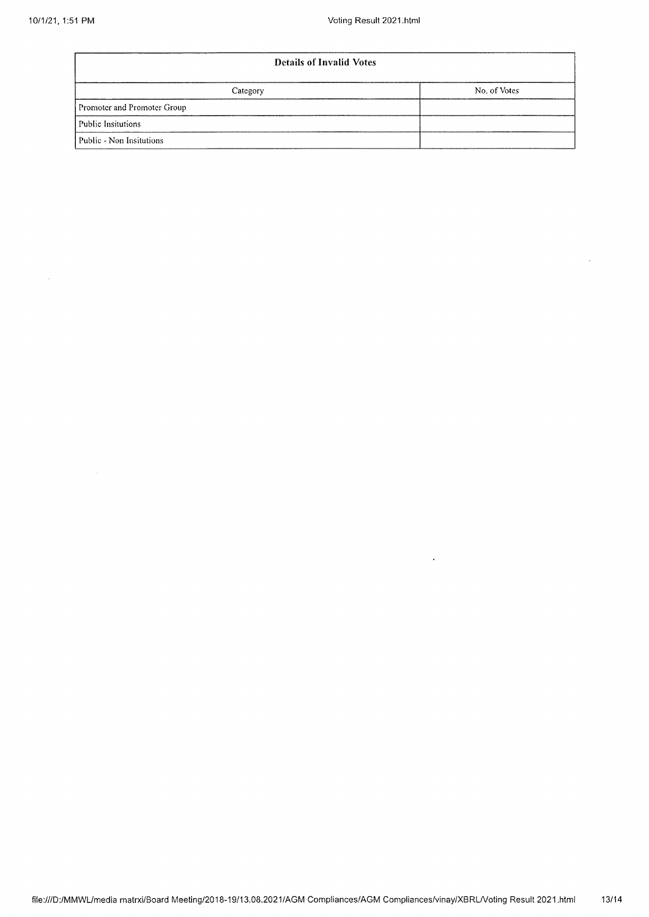| Details of Invalid Votes | |
|---|---|
| Category | No. of Votes |
| Promoter and Promoter Group | |
| Public Insitutions | |
| Public - Non Insitutions | |